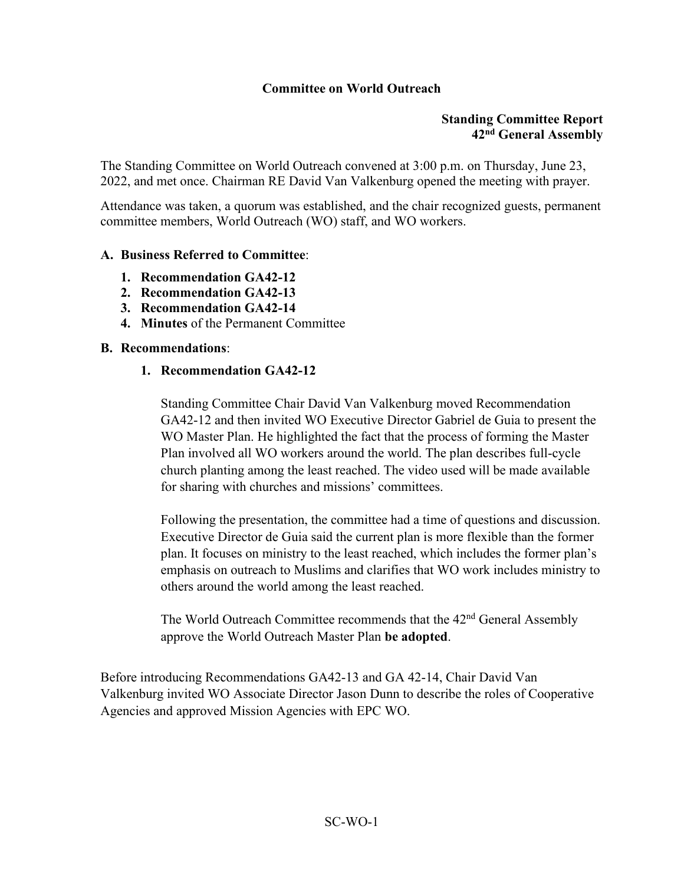# Committee on World Outreach

**Standing Committee Report**
**42nd General Assembly**

The Standing Committee on World Outreach convened at 3:00 p.m. on Thursday, June 23, 2022, and met once. Chairman RE David Van Valkenburg opened the meeting with prayer.

Attendance was taken, a quorum was established, and the chair recognized guests, permanent committee members, World Outreach (WO) staff, and WO workers.

## A. Business Referred to Committee:

1. **Recommendation GA42-12**
2. **Recommendation GA42-13**
3. **Recommendation GA42-14**
4. **Minutes** of the Permanent Committee

## B. Recommendations:

### 1. Recommendation GA42-12

Standing Committee Chair David Van Valkenburg moved Recommendation GA42-12 and then invited WO Executive Director Gabriel de Guia to present the WO Master Plan. He highlighted the fact that the process of forming the Master Plan involved all WO workers around the world. The plan describes full-cycle church planting among the least reached. The video used will be made available for sharing with churches and missions' committees.

Following the presentation, the committee had a time of questions and discussion. Executive Director de Guia said the current plan is more flexible than the former plan. It focuses on ministry to the least reached, which includes the former plan's emphasis on outreach to Muslims and clarifies that WO work includes ministry to others around the world among the least reached.

The World Outreach Committee recommends that the 42nd General Assembly approve the World Outreach Master Plan **be adopted**.

Before introducing Recommendations GA42-13 and GA 42-14, Chair David Van Valkenburg invited WO Associate Director Jason Dunn to describe the roles of Cooperative Agencies and approved Mission Agencies with EPC WO.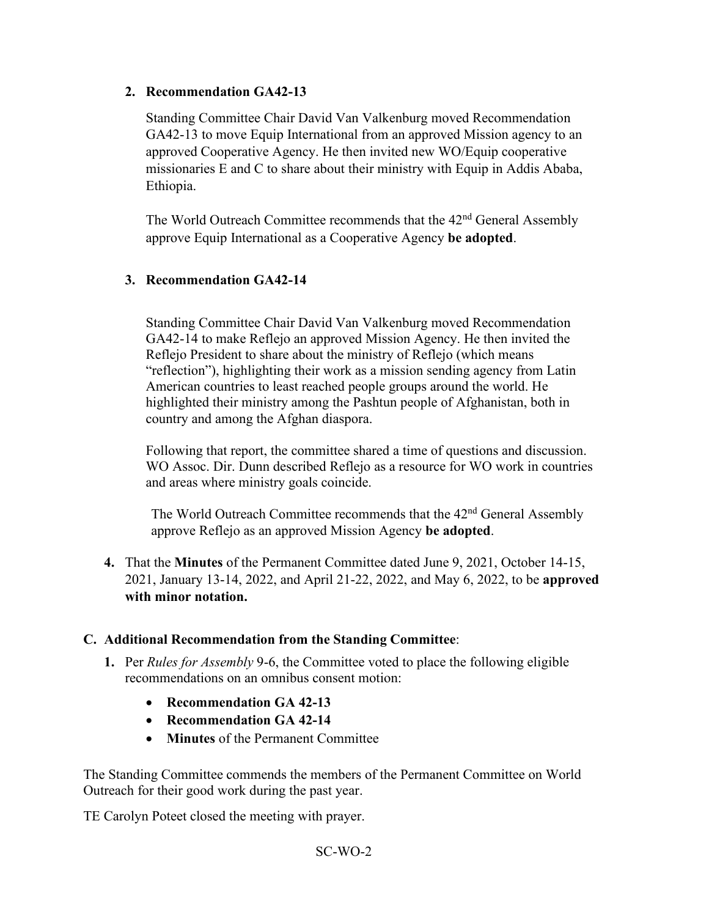2. **Recommendation GA42-13**

   Standing Committee Chair David Van Valkenburg moved Recommendation GA42-13 to move Equip International from an approved Mission agency to an approved Cooperative Agency. He then invited new WO/Equip cooperative missionaries E and C to share about their ministry with Equip in Addis Ababa, Ethiopia.

   The World Outreach Committee recommends that the 42nd General Assembly approve Equip International as a Cooperative Agency **be adopted**.

3. **Recommendation GA42-14**

   Standing Committee Chair David Van Valkenburg moved Recommendation GA42-14 to make Reflejo an approved Mission Agency. He then invited the Reflejo President to share about the ministry of Reflejo (which means "reflection"), highlighting their work as a mission sending agency from Latin American countries to least reached people groups around the world. He highlighted their ministry among the Pashtun people of Afghanistan, both in country and among the Afghan diaspora.

   Following that report, the committee shared a time of questions and discussion. WO Assoc. Dir. Dunn described Reflejo as a resource for WO work in countries and areas where ministry goals coincide.

   The World Outreach Committee recommends that the 42nd General Assembly approve Reflejo as an approved Mission Agency **be adopted**.

4. That the **Minutes** of the Permanent Committee dated June 9, 2021, October 14-15, 2021, January 13-14, 2022, and April 21-22, 2022, and May 6, 2022, to be **approved with minor notation.**

**C. Additional Recommendation from the Standing Committee**:

1. Per *Rules for Assembly* 9-6, the Committee voted to place the following eligible recommendations on an omnibus consent motion:
   - **Recommendation GA 42-13**
   - **Recommendation GA 42-14**
   - **Minutes** of the Permanent Committee

The Standing Committee commends the members of the Permanent Committee on World Outreach for their good work during the past year.

TE Carolyn Poteet closed the meeting with prayer.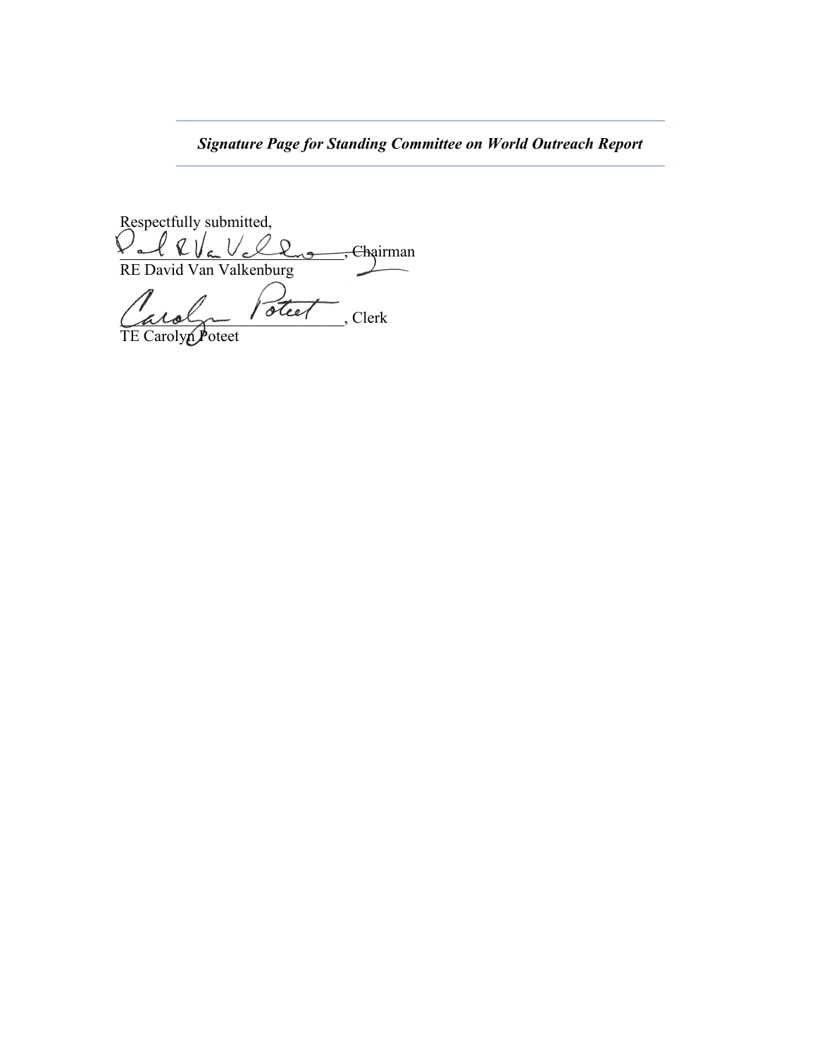***Signature Page for Standing Committee on World Outreach Report***

Respectfully submitted,

\_\_\_\_\_\_\_\_\_\_\_\_\_\_\_\_\_\_\_\_\_\_\_\_\_\_\_\_, Chairman
RE David Van Valkenburg

\_\_\_\_\_\_\_\_\_\_\_\_\_\_\_\_\_\_\_\_\_\_\_\_\_\_\_\_, Clerk
TE Carolyn Poteet